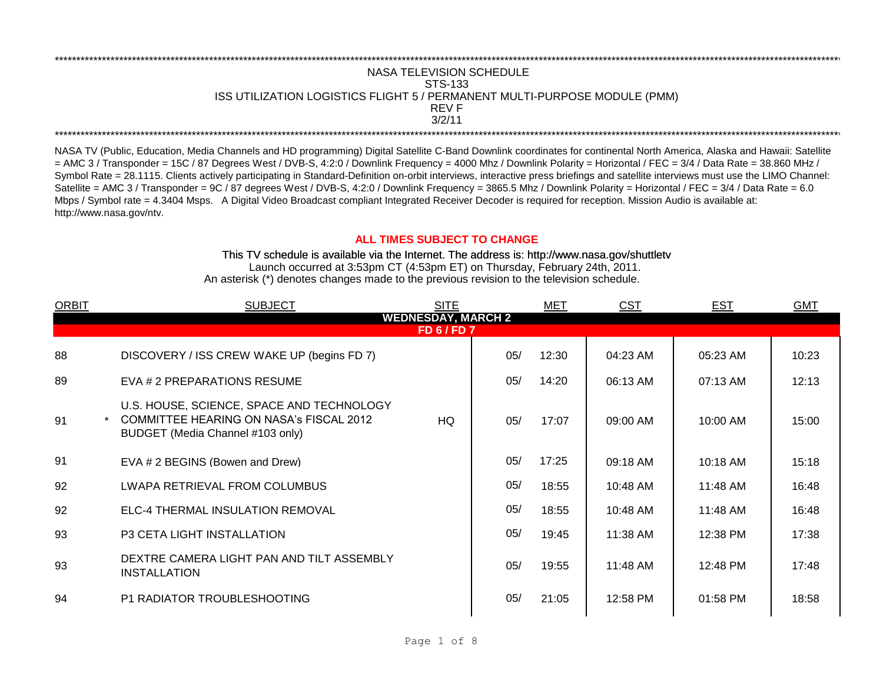NASA TELEVISION SCHEDULE
STS-133
ISS UTILIZATION LOGISTICS FLIGHT 5 / PERMANENT MULTI-PURPOSE MODULE (PMM)
REV F
3/2/11

NASA TV (Public, Education, Media Channels and HD programming) Digital Satellite C-Band Downlink coordinates for continental North America, Alaska and Hawaii: Satellite = AMC 3 / Transponder = 15C / 87 Degrees West / DVB-S, 4:2:0 / Downlink Frequency = 4000 Mhz / Downlink Polarity = Horizontal / FEC = 3/4 / Data Rate = 38.860 MHz / Symbol Rate = 28.1115. Clients actively participating in Standard-Definition on-orbit interviews, interactive press briefings and satellite interviews must use the LIMO Channel: Satellite = AMC 3 / Transponder = 9C / 87 degrees West / DVB-S, 4:2:0 / Downlink Frequency = 3865.5 Mhz / Downlink Polarity = Horizontal / FEC = 3/4 / Data Rate = 6.0 Mbps / Symbol rate = 4.3404 Msps. A Digital Video Broadcast compliant Integrated Receiver Decoder is required for reception. Mission Audio is available at: http://www.nasa.gov/ntv.

**ALL TIMES SUBJECT TO CHANGE**

This TV schedule is available via the Internet. The address is: http://www.nasa.gov/shuttletv
Launch occurred at 3:53pm CT (4:53pm ET) on Thursday, February 24th, 2011.
An asterisk (*) denotes changes made to the previous revision to the television schedule.

| ORBIT | | SUBJECT | SITE | MET | | CST | EST | GMT |
|---|---|---|---|---|---|---|---|---|
| | | **WEDNESDAY, MARCH 2** | | | | | | |
| | | **FD 6 / FD 7** | | | | | | |
| 88 | | DISCOVERY / ISS CREW WAKE UP (begins FD 7) | | 05/ | 12:30 | 04:23 AM | 05:23 AM | 10:23 |
| 89 | | EVA # 2 PREPARATIONS RESUME | | 05/ | 14:20 | 06:13 AM | 07:13 AM | 12:13 |
| 91 | * | U.S. HOUSE, SCIENCE, SPACE AND TECHNOLOGY COMMITTEE HEARING ON NASA's FISCAL 2012 BUDGET (Media Channel #103 only) | HQ | 05/ | 17:07 | 09:00 AM | 10:00 AM | 15:00 |
| 91 | | EVA # 2 BEGINS (Bowen and Drew) | | 05/ | 17:25 | 09:18 AM | 10:18 AM | 15:18 |
| 92 | | LWAPA RETRIEVAL FROM COLUMBUS | | 05/ | 18:55 | 10:48 AM | 11:48 AM | 16:48 |
| 92 | | ELC-4 THERMAL INSULATION REMOVAL | | 05/ | 18:55 | 10:48 AM | 11:48 AM | 16:48 |
| 93 | | P3 CETA LIGHT INSTALLATION | | 05/ | 19:45 | 11:38 AM | 12:38 PM | 17:38 |
| 93 | | DEXTRE CAMERA LIGHT PAN AND TILT ASSEMBLY INSTALLATION | | 05/ | 19:55 | 11:48 AM | 12:48 PM | 17:48 |
| 94 | | P1 RADIATOR TROUBLESHOOTING | | 05/ | 21:05 | 12:58 PM | 01:58 PM | 18:58 |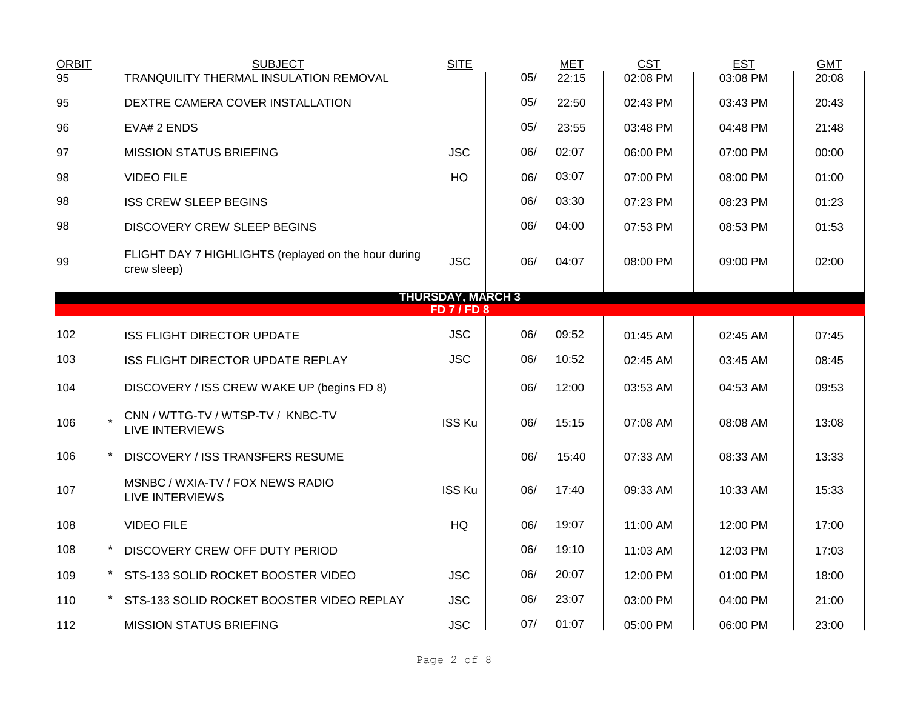| ORBIT | | SUBJECT | SITE | MET | | CST | EST | GMT |
|---|---|---|---|---|---|---|---|---|
| 95 | | TRANQUILITY THERMAL INSULATION REMOVAL | | 05/ | 22:15 | 02:08 PM | 03:08 PM | 20:08 |
| 95 | | DEXTRE CAMERA COVER INSTALLATION | | 05/ | 22:50 | 02:43 PM | 03:43 PM | 20:43 |
| 96 | | EVA# 2 ENDS | | 05/ | 23:55 | 03:48 PM | 04:48 PM | 21:48 |
| 97 | | MISSION STATUS BRIEFING | JSC | 06/ | 02:07 | 06:00 PM | 07:00 PM | 00:00 |
| 98 | | VIDEO FILE | HQ | 06/ | 03:07 | 07:00 PM | 08:00 PM | 01:00 |
| 98 | | ISS CREW SLEEP BEGINS | | 06/ | 03:30 | 07:23 PM | 08:23 PM | 01:23 |
| 98 | | DISCOVERY CREW SLEEP BEGINS | | 06/ | 04:00 | 07:53 PM | 08:53 PM | 01:53 |
| 99 | | FLIGHT DAY 7 HIGHLIGHTS (replayed on the hour during crew sleep) | JSC | 06/ | 04:07 | 08:00 PM | 09:00 PM | 02:00 |
| | | **THURSDAY, MARCH 3** | | | | | | |
| | | **FD 7 / FD 8** | | | | | | |
| 102 | | ISS FLIGHT DIRECTOR UPDATE | JSC | 06/ | 09:52 | 01:45 AM | 02:45 AM | 07:45 |
| 103 | | ISS FLIGHT DIRECTOR UPDATE REPLAY | JSC | 06/ | 10:52 | 02:45 AM | 03:45 AM | 08:45 |
| 104 | | DISCOVERY / ISS CREW WAKE UP (begins FD 8) | | 06/ | 12:00 | 03:53 AM | 04:53 AM | 09:53 |
| 106 | * | CNN / WTTG-TV / WTSP-TV / KNBC-TV LIVE INTERVIEWS | ISS Ku | 06/ | 15:15 | 07:08 AM | 08:08 AM | 13:08 |
| 106 | * | DISCOVERY / ISS TRANSFERS RESUME | | 06/ | 15:40 | 07:33 AM | 08:33 AM | 13:33 |
| 107 | | MSNBC / WXIA-TV / FOX NEWS RADIO LIVE INTERVIEWS | ISS Ku | 06/ | 17:40 | 09:33 AM | 10:33 AM | 15:33 |
| 108 | | VIDEO FILE | HQ | 06/ | 19:07 | 11:00 AM | 12:00 PM | 17:00 |
| 108 | * | DISCOVERY CREW OFF DUTY PERIOD | | 06/ | 19:10 | 11:03 AM | 12:03 PM | 17:03 |
| 109 | * | STS-133 SOLID ROCKET BOOSTER VIDEO | JSC | 06/ | 20:07 | 12:00 PM | 01:00 PM | 18:00 |
| 110 | * | STS-133 SOLID ROCKET BOOSTER VIDEO REPLAY | JSC | 06/ | 23:07 | 03:00 PM | 04:00 PM | 21:00 |
| 112 | | MISSION STATUS BRIEFING | JSC | 07/ | 01:07 | 05:00 PM | 06:00 PM | 23:00 |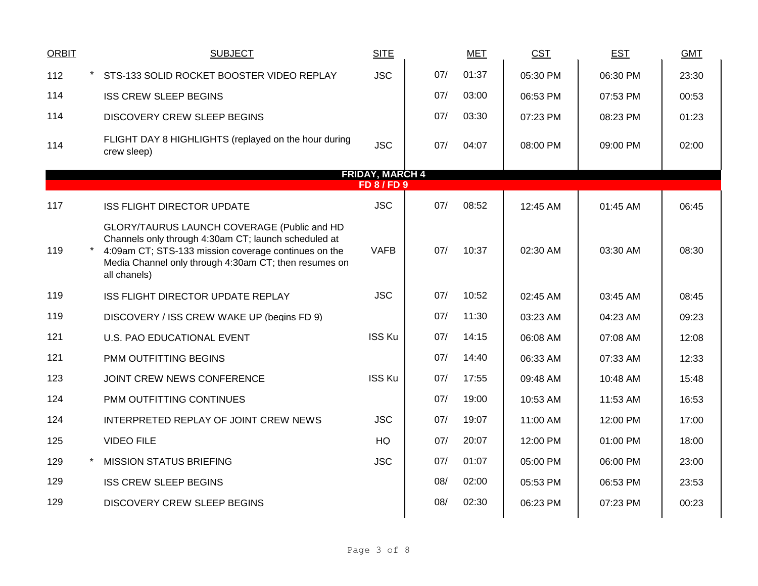| ORBIT | | SUBJECT | SITE | | MET | CST | EST | GMT |
|---|---|---|---|---|---|---|---|---|
| 112 | * | STS-133 SOLID ROCKET BOOSTER VIDEO REPLAY | JSC | 07/ | 01:37 | 05:30 PM | 06:30 PM | 23:30 |
| 114 | | ISS CREW SLEEP BEGINS | | 07/ | 03:00 | 06:53 PM | 07:53 PM | 00:53 |
| 114 | | DISCOVERY CREW SLEEP BEGINS | | 07/ | 03:30 | 07:23 PM | 08:23 PM | 01:23 |
| 114 | | FLIGHT DAY 8 HIGHLIGHTS (replayed on the hour during crew sleep) | JSC | 07/ | 04:07 | 08:00 PM | 09:00 PM | 02:00 |
| | | **FRIDAY, MARCH 4** | | | | | | |
| | | **FD 8 / FD 9** | | | | | | |
| 117 | | ISS FLIGHT DIRECTOR UPDATE | JSC | 07/ | 08:52 | 12:45 AM | 01:45 AM | 06:45 |
| 119 | * | GLORY/TAURUS LAUNCH COVERAGE (Public and HD Channels only through 4:30am CT; launch scheduled at 4:09am CT; STS-133 mission coverage continues on the Media Channel only through 4:30am CT; then resumes on all chanels) | VAFB | 07/ | 10:37 | 02:30 AM | 03:30 AM | 08:30 |
| 119 | | ISS FLIGHT DIRECTOR UPDATE REPLAY | JSC | 07/ | 10:52 | 02:45 AM | 03:45 AM | 08:45 |
| 119 | | DISCOVERY / ISS CREW WAKE UP (begins FD 9) | | 07/ | 11:30 | 03:23 AM | 04:23 AM | 09:23 |
| 121 | | U.S. PAO EDUCATIONAL EVENT | ISS Ku | 07/ | 14:15 | 06:08 AM | 07:08 AM | 12:08 |
| 121 | | PMM OUTFITTING BEGINS | | 07/ | 14:40 | 06:33 AM | 07:33 AM | 12:33 |
| 123 | | JOINT CREW NEWS CONFERENCE | ISS Ku | 07/ | 17:55 | 09:48 AM | 10:48 AM | 15:48 |
| 124 | | PMM OUTFITTING CONTINUES | | 07/ | 19:00 | 10:53 AM | 11:53 AM | 16:53 |
| 124 | | INTERPRETED REPLAY OF JOINT CREW NEWS | JSC | 07/ | 19:07 | 11:00 AM | 12:00 PM | 17:00 |
| 125 | | VIDEO FILE | HQ | 07/ | 20:07 | 12:00 PM | 01:00 PM | 18:00 |
| 129 | * | MISSION STATUS BRIEFING | JSC | 07/ | 01:07 | 05:00 PM | 06:00 PM | 23:00 |
| 129 | | ISS CREW SLEEP BEGINS | | 08/ | 02:00 | 05:53 PM | 06:53 PM | 23:53 |
| 129 | | DISCOVERY CREW SLEEP BEGINS | | 08/ | 02:30 | 06:23 PM | 07:23 PM | 00:23 |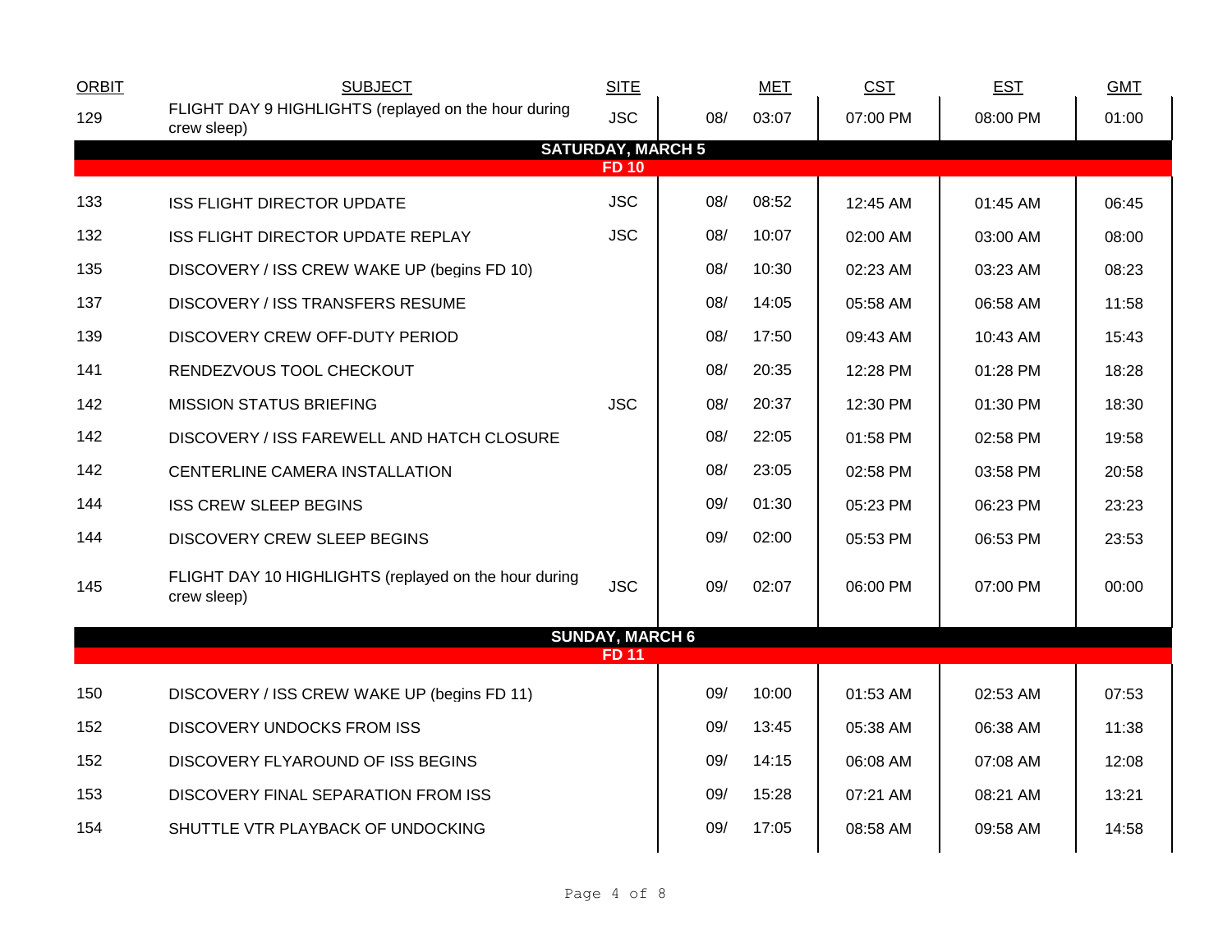| ORBIT | SUBJECT | SITE | MET | | CST | EST | GMT |
|---|---|---|---|---|---|---|---|
| 129 | FLIGHT DAY 9 HIGHLIGHTS (replayed on the hour during crew sleep) | JSC | 08/ | 03:07 | 07:00 PM | 08:00 PM | 01:00 |
| | **SATURDAY, MARCH 5** | | | | | | |
| | **FD 10** | | | | | | |
| 133 | ISS FLIGHT DIRECTOR UPDATE | JSC | 08/ | 08:52 | 12:45 AM | 01:45 AM | 06:45 |
| 132 | ISS FLIGHT DIRECTOR UPDATE REPLAY | JSC | 08/ | 10:07 | 02:00 AM | 03:00 AM | 08:00 |
| 135 | DISCOVERY / ISS CREW WAKE UP (begins FD 10) | | 08/ | 10:30 | 02:23 AM | 03:23 AM | 08:23 |
| 137 | DISCOVERY / ISS TRANSFERS RESUME | | 08/ | 14:05 | 05:58 AM | 06:58 AM | 11:58 |
| 139 | DISCOVERY CREW OFF-DUTY PERIOD | | 08/ | 17:50 | 09:43 AM | 10:43 AM | 15:43 |
| 141 | RENDEZVOUS TOOL CHECKOUT | | 08/ | 20:35 | 12:28 PM | 01:28 PM | 18:28 |
| 142 | MISSION STATUS BRIEFING | JSC | 08/ | 20:37 | 12:30 PM | 01:30 PM | 18:30 |
| 142 | DISCOVERY / ISS FAREWELL AND HATCH CLOSURE | | 08/ | 22:05 | 01:58 PM | 02:58 PM | 19:58 |
| 142 | CENTERLINE CAMERA INSTALLATION | | 08/ | 23:05 | 02:58 PM | 03:58 PM | 20:58 |
| 144 | ISS CREW SLEEP BEGINS | | 09/ | 01:30 | 05:23 PM | 06:23 PM | 23:23 |
| 144 | DISCOVERY CREW SLEEP BEGINS | | 09/ | 02:00 | 05:53 PM | 06:53 PM | 23:53 |
| 145 | FLIGHT DAY 10 HIGHLIGHTS (replayed on the hour during crew sleep) | JSC | 09/ | 02:07 | 06:00 PM | 07:00 PM | 00:00 |
| | **SUNDAY, MARCH 6** | | | | | | |
| | **FD 11** | | | | | | |
| 150 | DISCOVERY / ISS CREW WAKE UP (begins FD 11) | | 09/ | 10:00 | 01:53 AM | 02:53 AM | 07:53 |
| 152 | DISCOVERY UNDOCKS FROM ISS | | 09/ | 13:45 | 05:38 AM | 06:38 AM | 11:38 |
| 152 | DISCOVERY FLYAROUND OF ISS BEGINS | | 09/ | 14:15 | 06:08 AM | 07:08 AM | 12:08 |
| 153 | DISCOVERY FINAL SEPARATION FROM ISS | | 09/ | 15:28 | 07:21 AM | 08:21 AM | 13:21 |
| 154 | SHUTTLE VTR PLAYBACK OF UNDOCKING | | 09/ | 17:05 | 08:58 AM | 09:58 AM | 14:58 |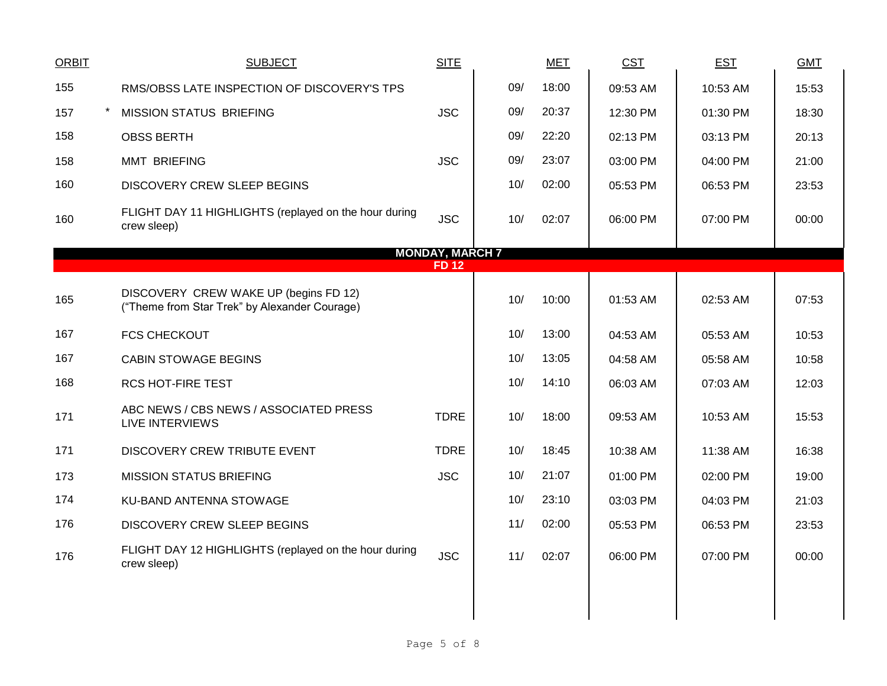| ORBIT | | SUBJECT | SITE | MET | | CST | EST | GMT |
|---|---|---|---|---|---|---|---|---|
| 155 | | RMS/OBSS LATE INSPECTION OF DISCOVERY'S TPS | | 09/ | 18:00 | 09:53 AM | 10:53 AM | 15:53 |
| 157 | * | MISSION STATUS BRIEFING | JSC | 09/ | 20:37 | 12:30 PM | 01:30 PM | 18:30 |
| 158 | | OBSS BERTH | | 09/ | 22:20 | 02:13 PM | 03:13 PM | 20:13 |
| 158 | | MMT BRIEFING | JSC | 09/ | 23:07 | 03:00 PM | 04:00 PM | 21:00 |
| 160 | | DISCOVERY CREW SLEEP BEGINS | | 10/ | 02:00 | 05:53 PM | 06:53 PM | 23:53 |
| 160 | | FLIGHT DAY 11 HIGHLIGHTS (replayed on the hour during crew sleep) | JSC | 10/ | 02:07 | 06:00 PM | 07:00 PM | 00:00 |
| | | **MONDAY, MARCH 7** **FD 12** | | | | | | |
| 165 | | DISCOVERY CREW WAKE UP (begins FD 12) (“Theme from Star Trek” by Alexander Courage) | | 10/ | 10:00 | 01:53 AM | 02:53 AM | 07:53 |
| 167 | | FCS CHECKOUT | | 10/ | 13:00 | 04:53 AM | 05:53 AM | 10:53 |
| 167 | | CABIN STOWAGE BEGINS | | 10/ | 13:05 | 04:58 AM | 05:58 AM | 10:58 |
| 168 | | RCS HOT-FIRE TEST | | 10/ | 14:10 | 06:03 AM | 07:03 AM | 12:03 |
| 171 | | ABC NEWS / CBS NEWS / ASSOCIATED PRESS LIVE INTERVIEWS | TDRE | 10/ | 18:00 | 09:53 AM | 10:53 AM | 15:53 |
| 171 | | DISCOVERY CREW TRIBUTE EVENT | TDRE | 10/ | 18:45 | 10:38 AM | 11:38 AM | 16:38 |
| 173 | | MISSION STATUS BRIEFING | JSC | 10/ | 21:07 | 01:00 PM | 02:00 PM | 19:00 |
| 174 | | KU-BAND ANTENNA STOWAGE | | 10/ | 23:10 | 03:03 PM | 04:03 PM | 21:03 |
| 176 | | DISCOVERY CREW SLEEP BEGINS | | 11/ | 02:00 | 05:53 PM | 06:53 PM | 23:53 |
| 176 | | FLIGHT DAY 12 HIGHLIGHTS (replayed on the hour during crew sleep) | JSC | 11/ | 02:07 | 06:00 PM | 07:00 PM | 00:00 |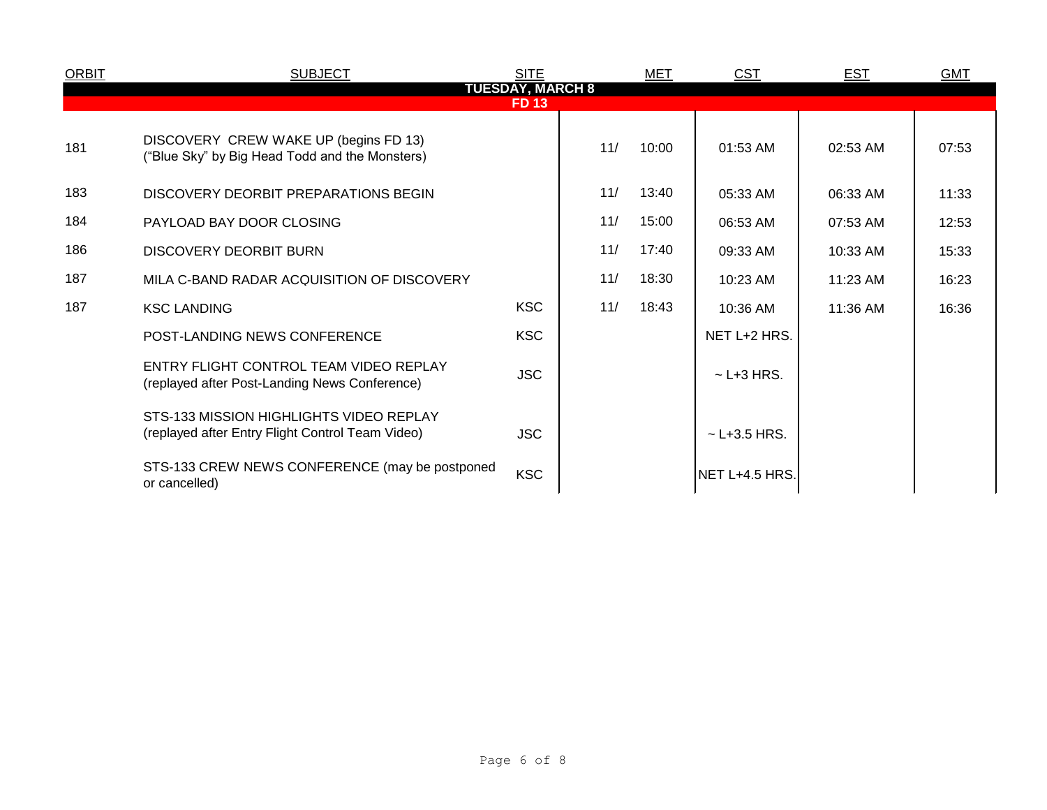| ORBIT | SUBJECT | SITE | MET | | CST | EST | GMT |
|---|---|---|---|---|---|---|---|
| | **TUESDAY, MARCH 8** | | | | | | |
| | **FD 13** | | | | | | |
| 181 | DISCOVERY CREW WAKE UP (begins FD 13) ("Blue Sky" by Big Head Todd and the Monsters) | | 11/ | 10:00 | 01:53 AM | 02:53 AM | 07:53 |
| 183 | DISCOVERY DEORBIT PREPARATIONS BEGIN | | 11/ | 13:40 | 05:33 AM | 06:33 AM | 11:33 |
| 184 | PAYLOAD BAY DOOR CLOSING | | 11/ | 15:00 | 06:53 AM | 07:53 AM | 12:53 |
| 186 | DISCOVERY DEORBIT BURN | | 11/ | 17:40 | 09:33 AM | 10:33 AM | 15:33 |
| 187 | MILA C-BAND RADAR ACQUISITION OF DISCOVERY | | 11/ | 18:30 | 10:23 AM | 11:23 AM | 16:23 |
| 187 | KSC LANDING | KSC | 11/ | 18:43 | 10:36 AM | 11:36 AM | 16:36 |
| | POST-LANDING NEWS CONFERENCE | KSC | | | NET L+2 HRS. | | |
| | ENTRY FLIGHT CONTROL TEAM VIDEO REPLAY (replayed after Post-Landing News Conference) | JSC | | | ~ L+3 HRS. | | |
| | STS-133 MISSION HIGHLIGHTS VIDEO REPLAY (replayed after Entry Flight Control Team Video) | JSC | | | ~ L+3.5 HRS. | | |
| | STS-133 CREW NEWS CONFERENCE (may be postponed or cancelled) | KSC | | | NET L+4.5 HRS. | | |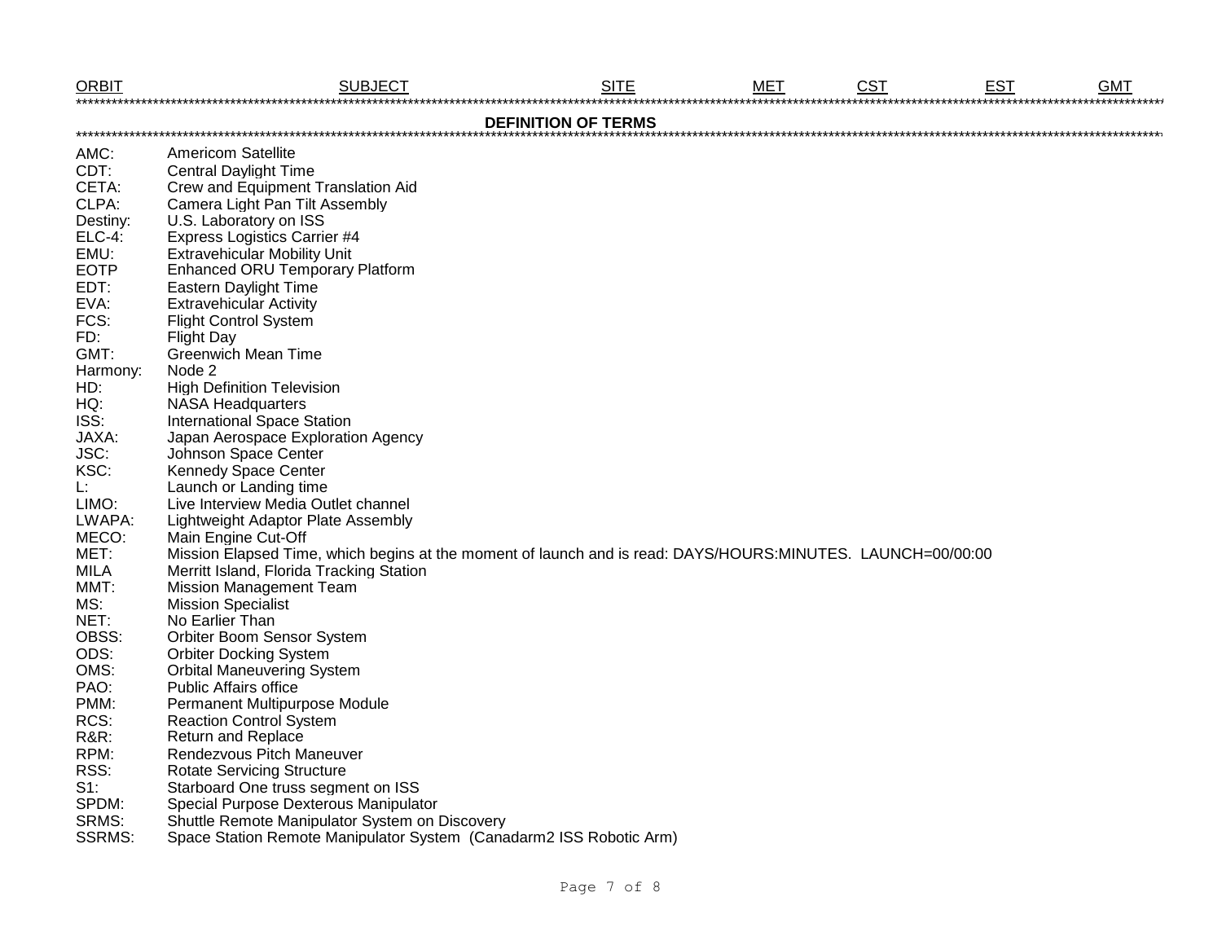| ORBIT | SUBJECT | SITE | MET | CST | EST | GMT |
|---|---|---|---|---|---|---|

## DEFINITION OF TERMS

AMC: Americom Satellite
CDT: Central Daylight Time
CETA: Crew and Equipment Translation Aid
CLPA: Camera Light Pan Tilt Assembly
Destiny: U.S. Laboratory on ISS
ELC-4: Express Logistics Carrier #4
EMU: Extravehicular Mobility Unit
EOTP Enhanced ORU Temporary Platform
EDT: Eastern Daylight Time
EVA: Extravehicular Activity
FCS: Flight Control System
FD: Flight Day
GMT: Greenwich Mean Time
Harmony: Node 2
HD: High Definition Television
HQ: NASA Headquarters
ISS: International Space Station
JAXA: Japan Aerospace Exploration Agency
JSC: Johnson Space Center
KSC: Kennedy Space Center
L: Launch or Landing time
LIMO: Live Interview Media Outlet channel
LWAPA: Lightweight Adaptor Plate Assembly
MECO: Main Engine Cut-Off
MET: Mission Elapsed Time, which begins at the moment of launch and is read: DAYS/HOURS:MINUTES. LAUNCH=00/00:00
MILA Merritt Island, Florida Tracking Station
MMT: Mission Management Team
MS: Mission Specialist
NET: No Earlier Than
OBSS: Orbiter Boom Sensor System
ODS: Orbiter Docking System
OMS: Orbital Maneuvering System
PAO: Public Affairs office
PMM: Permanent Multipurpose Module
RCS: Reaction Control System
R&R: Return and Replace
RPM: Rendezvous Pitch Maneuver
RSS: Rotate Servicing Structure
S1: Starboard One truss segment on ISS
SPDM: Special Purpose Dexterous Manipulator
SRMS: Shuttle Remote Manipulator System on Discovery
SSRMS: Space Station Remote Manipulator System (Canadarm2 ISS Robotic Arm)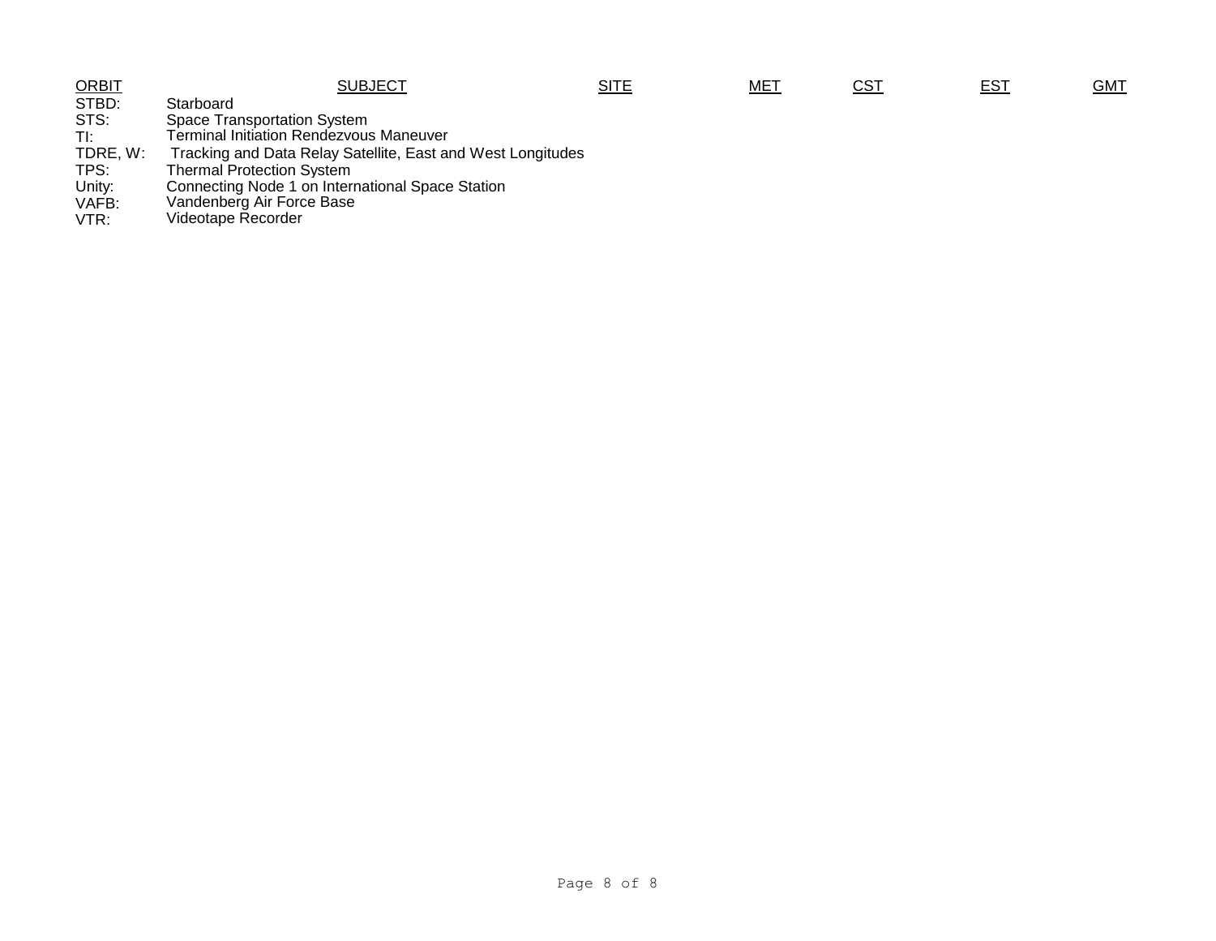| ORBIT | SUBJECT | SITE | MET | CST | EST | GMT |
|---|---|---|---|---|---|---|
| STBD: | Starboard | | | | | |
| STS: | Space Transportation System | | | | | |
| TI: | Terminal Initiation Rendezvous Maneuver | | | | | |
| TDRE, W: | Tracking and Data Relay Satellite, East and West Longitudes | | | | | |
| TPS: | Thermal Protection System | | | | | |
| Unity: | Connecting Node 1 on International Space Station | | | | | |
| VAFB: | Vandenberg Air Force Base | | | | | |
| VTR: | Videotape Recorder | | | | | |